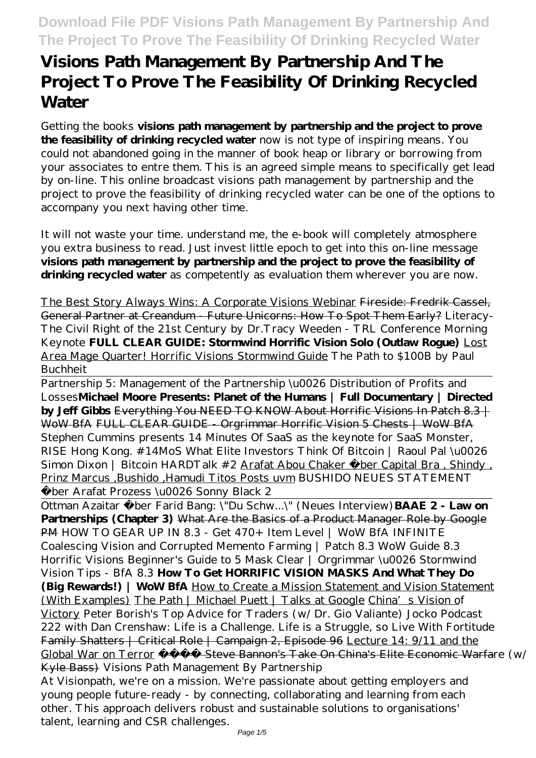// Visions Path Management By Partnership And The Project To Prove The Feasibility Of Drinking Recycled Water

# Visions Path Management By Partnership And The Project To Prove The Feasibility Of Drinking Recycled Water

Getting the books **visions path management by partnership and the project to prove the feasibility of drinking recycled water** now is not type of inspiring means. You could not abandoned going in the manner of book heap or library or borrowing from your associates to entre them. This is an agreed simple means to specifically get lead by on-line. This online broadcast visions path management by partnership and the project to prove the feasibility of drinking recycled water can be one of the options to accompany you next having other time.

It will not waste your time. understand me, the e-book will completely atmosphere you extra business to read. Just invest little epoch to get into this on-line message **visions path management by partnership and the project to prove the feasibility of drinking recycled water** as competently as evaluation them wherever you are now.

The Best Story Always Wins: A Corporate Visions Webinar ~~Fireside: Fredrik Cassel, General Partner at Creandum - Future Unicorns: How To Spot Them Early?~~ *Literacy-The Civil Right of the 21st Century by Dr.Tracy Weeden - TRL Conference Morning Keynote* **FULL CLEAR GUIDE: Stormwind Horrific Vision Solo (Outlaw Rogue)** Lost Area Mage Quarter! Horrific Visions Stormwind Guide *The Path to $100B by Paul Buchheit*

Partnership 5: Management of the Partnership \u0026 Distribution of Profits and Losses**Michael Moore Presents: Planet of the Humans | Full Documentary | Directed by Jeff Gibbs** ~~Everything You NEED TO KNOW About Horrific Visions In Patch 8.3 | WoW BfA~~ ~~FULL CLEAR GUIDE - Orgrimmar Horrific Vision 5 Chests | WoW BfA~~ *Stephen Cummins presents 14 Minutes Of SaaS as the keynote for SaaS Monster, RISE Hong Kong. #14MoS What Elite Investors Think Of Bitcoin | Raoul Pal \u0026 Simon Dixon | Bitcoin HARDTalk #2* Arafat Abou Chaker über Capital Bra , Shindy , Prinz Marcus ,Bushido ,Hamudi Titos Posts uvm *BUSHIDO NEUES STATEMENT über Arafat Prozess \u0026 Sonny Black 2*

Ottman Azaitar über Farid Bang: \"Du Schw...\" (Neues Interview)**BAAE 2 - Law on Partnerships (Chapter 3)** What Are the Basics of a Product Manager Role by Google PM *HOW TO GEAR UP IN 8.3 - Get 470+ Item Level | WoW BfA INFINITE Coalescing Vision and Corrupted Memento Farming | Patch 8.3 WoW Guide 8.3 Horrific Visions Beginner's Guide to 5 Mask Clear | Orgrimmar \u0026 Stormwind Vision Tips - BfA 8.3* **How To Get HORRIFIC VISION MASKS And What They Do (Big Rewards!) | WoW BfA** How to Create a Mission Statement and Vision Statement (With Examples) The Path | Michael Puett | Talks at Google China's Vision of Victory *Peter Borish's Top Advice for Traders (w/ Dr. Gio Valiante) Jocko Podcast 222 with Dan Crenshaw: Life is a Challenge. Life is a Struggle, so Live With Fortitude* Family Shatters | Critical Role | Campaign 2, Episode 96 Lecture 14: 9/11 and the Global War on Terror ~~Steve Bannon's Take On China's Elite Economic Warfare (w/ Kyle Bass)~~ *Visions Path Management By Partnership*

At Visionpath, we're on a mission. We're passionate about getting employers and young people future-ready - by connecting, collaborating and learning from each other. This approach delivers robust and sustainable solutions to organisations' talent, learning and CSR challenges.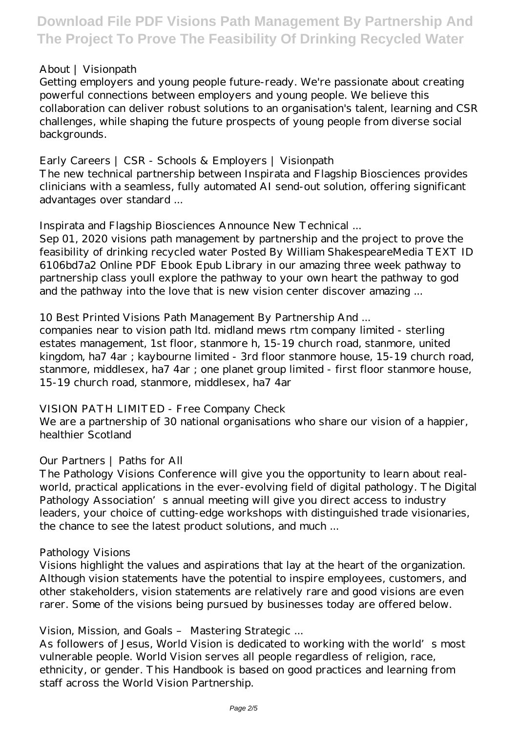## About | Visionpath

Getting employers and young people future-ready. We're passionate about creating powerful connections between employers and young people. We believe this collaboration can deliver robust solutions to an organisation's talent, learning and CSR challenges, while shaping the future prospects of young people from diverse social backgrounds.

## Early Careers | CSR - Schools & Employers | Visionpath

The new technical partnership between Inspirata and Flagship Biosciences provides clinicians with a seamless, fully automated AI send-out solution, offering significant advantages over standard ...

## Inspirata and Flagship Biosciences Announce New Technical ...

Sep 01, 2020 visions path management by partnership and the project to prove the feasibility of drinking recycled water Posted By William ShakespeareMedia TEXT ID 6106bd7a2 Online PDF Ebook Epub Library in our amazing three week pathway to partnership class youll explore the pathway to your own heart the pathway to god and the pathway into the love that is new vision center discover amazing ...

## 10 Best Printed Visions Path Management By Partnership And ...

companies near to vision path ltd. midland mews rtm company limited - sterling estates management, 1st floor, stanmore h, 15-19 church road, stanmore, united kingdom, ha7 4ar ; kaybourne limited - 3rd floor stanmore house, 15-19 church road, stanmore, middlesex, ha7 4ar ; one planet group limited - first floor stanmore house, 15-19 church road, stanmore, middlesex, ha7 4ar

## VISION PATH LIMITED - Free Company Check

We are a partnership of 30 national organisations who share our vision of a happier, healthier Scotland

## Our Partners | Paths for All

The Pathology Visions Conference will give you the opportunity to learn about real-world, practical applications in the ever-evolving field of digital pathology. The Digital Pathology Association's annual meeting will give you direct access to industry leaders, your choice of cutting-edge workshops with distinguished trade visionaries, the chance to see the latest product solutions, and much ...

## Pathology Visions

Visions highlight the values and aspirations that lay at the heart of the organization. Although vision statements have the potential to inspire employees, customers, and other stakeholders, vision statements are relatively rare and good visions are even rarer. Some of the visions being pursued by businesses today are offered below.

## Vision, Mission, and Goals – Mastering Strategic ...

As followers of Jesus, World Vision is dedicated to working with the world's most vulnerable people. World Vision serves all people regardless of religion, race, ethnicity, or gender. This Handbook is based on good practices and learning from staff across the World Vision Partnership.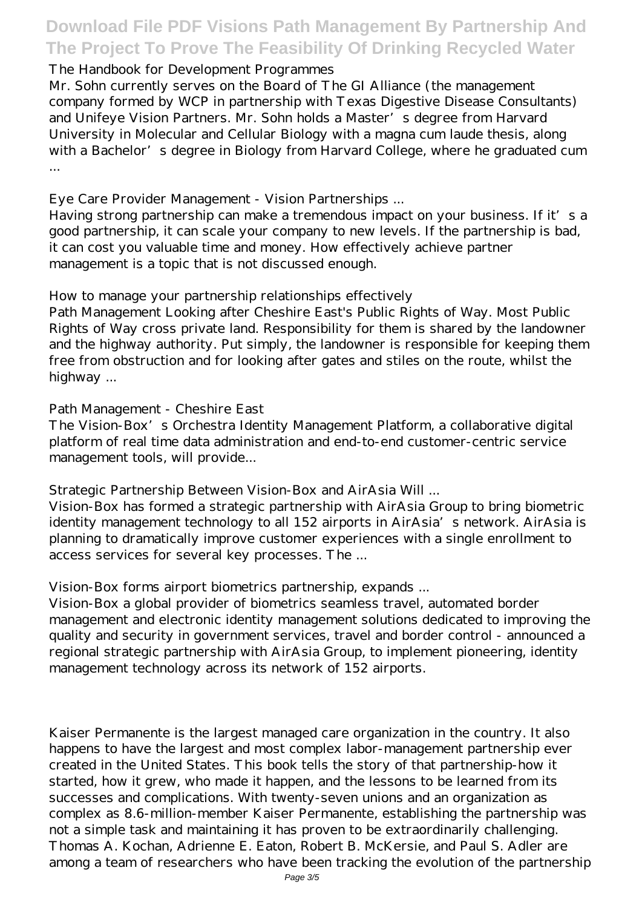The Handbook for Development Programmes

Mr. Sohn currently serves on the Board of The GI Alliance (the management company formed by WCP in partnership with Texas Digestive Disease Consultants) and Unifeye Vision Partners. Mr. Sohn holds a Master's degree from Harvard University in Molecular and Cellular Biology with a magna cum laude thesis, along with a Bachelor's degree in Biology from Harvard College, where he graduated cum ...

Eye Care Provider Management - Vision Partnerships ...

Having strong partnership can make a tremendous impact on your business. If it's a good partnership, it can scale your company to new levels. If the partnership is bad, it can cost you valuable time and money. How effectively achieve partner management is a topic that is not discussed enough.

How to manage your partnership relationships effectively

Path Management Looking after Cheshire East's Public Rights of Way. Most Public Rights of Way cross private land. Responsibility for them is shared by the landowner and the highway authority. Put simply, the landowner is responsible for keeping them free from obstruction and for looking after gates and stiles on the route, whilst the highway ...

Path Management - Cheshire East

The Vision-Box's Orchestra Identity Management Platform, a collaborative digital platform of real time data administration and end-to-end customer-centric service management tools, will provide...

Strategic Partnership Between Vision-Box and AirAsia Will ...

Vision-Box has formed a strategic partnership with AirAsia Group to bring biometric identity management technology to all 152 airports in AirAsia's network. AirAsia is planning to dramatically improve customer experiences with a single enrollment to access services for several key processes. The ...

Vision-Box forms airport biometrics partnership, expands ...

Vision-Box a global provider of biometrics seamless travel, automated border management and electronic identity management solutions dedicated to improving the quality and security in government services, travel and border control - announced a regional strategic partnership with AirAsia Group, to implement pioneering, identity management technology across its network of 152 airports.

Kaiser Permanente is the largest managed care organization in the country. It also happens to have the largest and most complex labor-management partnership ever created in the United States. This book tells the story of that partnership-how it started, how it grew, who made it happen, and the lessons to be learned from its successes and complications. With twenty-seven unions and an organization as complex as 8.6-million-member Kaiser Permanente, establishing the partnership was not a simple task and maintaining it has proven to be extraordinarily challenging. Thomas A. Kochan, Adrienne E. Eaton, Robert B. McKersie, and Paul S. Adler are among a team of researchers who have been tracking the evolution of the partnership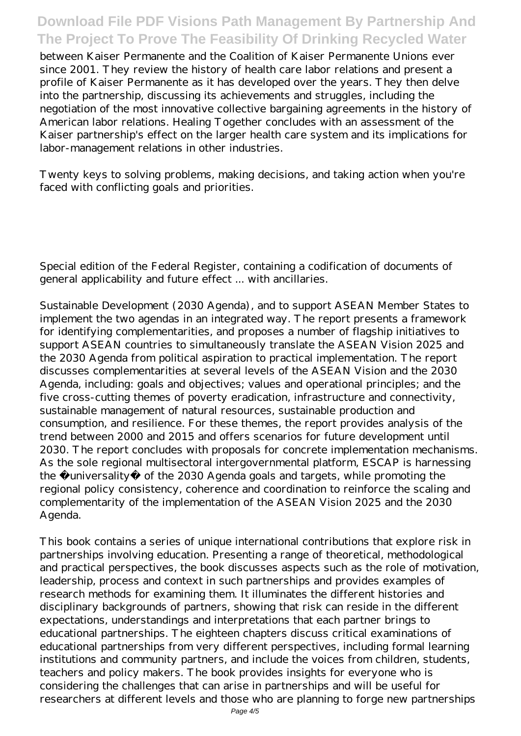between Kaiser Permanente and the Coalition of Kaiser Permanente Unions ever since 2001. They review the history of health care labor relations and present a profile of Kaiser Permanente as it has developed over the years. They then delve into the partnership, discussing its achievements and struggles, including the negotiation of the most innovative collective bargaining agreements in the history of American labor relations. Healing Together concludes with an assessment of the Kaiser partnership's effect on the larger health care system and its implications for labor-management relations in other industries.

Twenty keys to solving problems, making decisions, and taking action when you're faced with conflicting goals and priorities.

Special edition of the Federal Register, containing a codification of documents of general applicability and future effect ... with ancillaries.

Sustainable Development (2030 Agenda), and to support ASEAN Member States to implement the two agendas in an integrated way. The report presents a framework for identifying complementarities, and proposes a number of flagship initiatives to support ASEAN countries to simultaneously translate the ASEAN Vision 2025 and the 2030 Agenda from political aspiration to practical implementation. The report discusses complementarities at several levels of the ASEAN Vision and the 2030 Agenda, including: goals and objectives; values and operational principles; and the five cross-cutting themes of poverty eradication, infrastructure and connectivity, sustainable management of natural resources, sustainable production and consumption, and resilience. For these themes, the report provides analysis of the trend between 2000 and 2015 and offers scenarios for future development until 2030. The report concludes with proposals for concrete implementation mechanisms. As the sole regional multisectoral intergovernmental platform, ESCAP is harnessing the �universality� of the 2030 Agenda goals and targets, while promoting the regional policy consistency, coherence and coordination to reinforce the scaling and complementarity of the implementation of the ASEAN Vision 2025 and the 2030 Agenda.

This book contains a series of unique international contributions that explore risk in partnerships involving education. Presenting a range of theoretical, methodological and practical perspectives, the book discusses aspects such as the role of motivation, leadership, process and context in such partnerships and provides examples of research methods for examining them. It illuminates the different histories and disciplinary backgrounds of partners, showing that risk can reside in the different expectations, understandings and interpretations that each partner brings to educational partnerships. The eighteen chapters discuss critical examinations of educational partnerships from very different perspectives, including formal learning institutions and community partners, and include the voices from children, students, teachers and policy makers. The book provides insights for everyone who is considering the challenges that can arise in partnerships and will be useful for researchers at different levels and those who are planning to forge new partnerships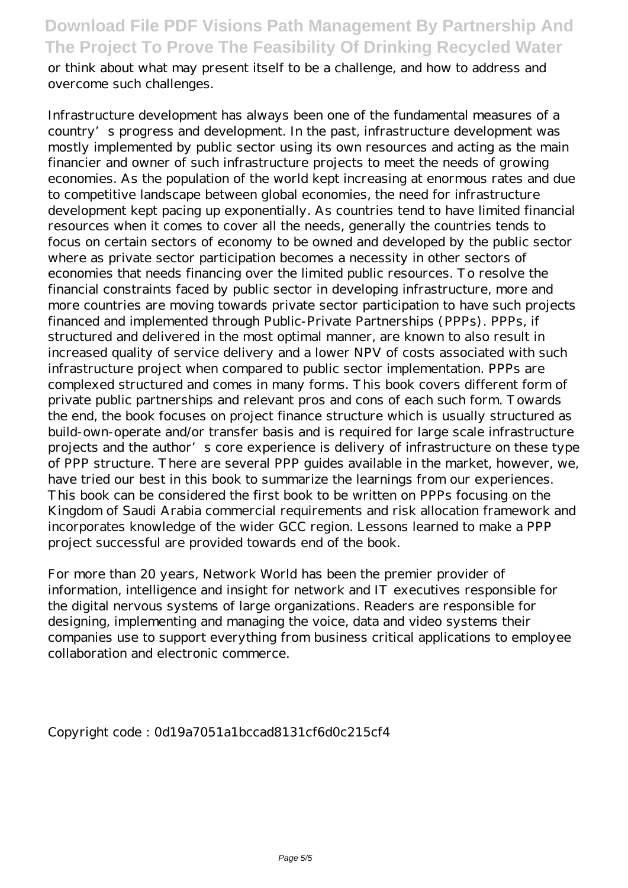or think about what may present itself to be a challenge, and how to address and overcome such challenges.

Infrastructure development has always been one of the fundamental measures of a country's progress and development. In the past, infrastructure development was mostly implemented by public sector using its own resources and acting as the main financier and owner of such infrastructure projects to meet the needs of growing economies. As the population of the world kept increasing at enormous rates and due to competitive landscape between global economies, the need for infrastructure development kept pacing up exponentially. As countries tend to have limited financial resources when it comes to cover all the needs, generally the countries tends to focus on certain sectors of economy to be owned and developed by the public sector where as private sector participation becomes a necessity in other sectors of economies that needs financing over the limited public resources. To resolve the financial constraints faced by public sector in developing infrastructure, more and more countries are moving towards private sector participation to have such projects financed and implemented through Public-Private Partnerships (PPPs). PPPs, if structured and delivered in the most optimal manner, are known to also result in increased quality of service delivery and a lower NPV of costs associated with such infrastructure project when compared to public sector implementation. PPPs are complexed structured and comes in many forms. This book covers different form of private public partnerships and relevant pros and cons of each such form. Towards the end, the book focuses on project finance structure which is usually structured as build-own-operate and/or transfer basis and is required for large scale infrastructure projects and the author's core experience is delivery of infrastructure on these type of PPP structure. There are several PPP guides available in the market, however, we, have tried our best in this book to summarize the learnings from our experiences. This book can be considered the first book to be written on PPPs focusing on the Kingdom of Saudi Arabia commercial requirements and risk allocation framework and incorporates knowledge of the wider GCC region. Lessons learned to make a PPP project successful are provided towards end of the book.

For more than 20 years, Network World has been the premier provider of information, intelligence and insight for network and IT executives responsible for the digital nervous systems of large organizations. Readers are responsible for designing, implementing and managing the voice, data and video systems their companies use to support everything from business critical applications to employee collaboration and electronic commerce.

Copyright code : 0d19a7051a1bccad8131cf6d0c215cf4